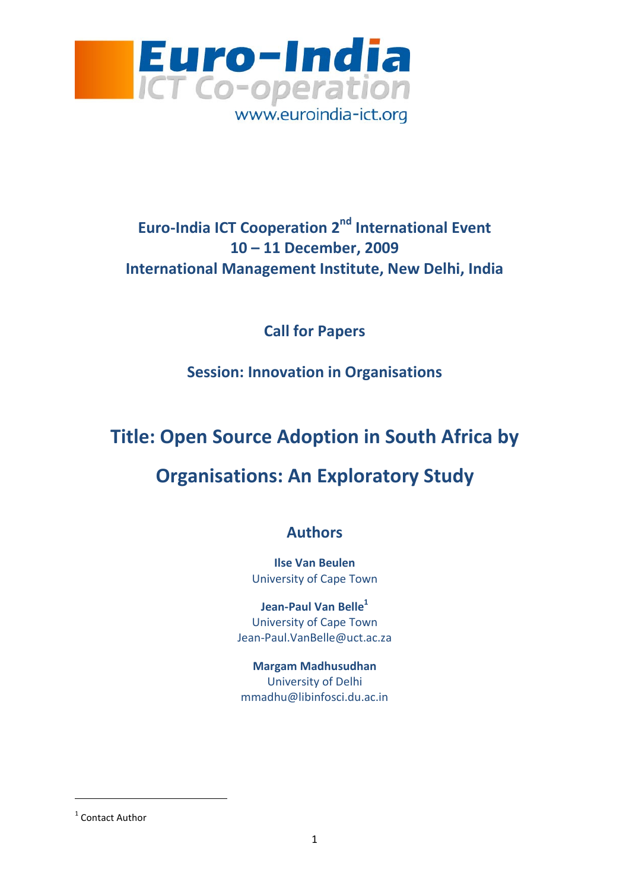Euro-India ICT Co-operation
www.euroindia-ict.org

**Euro-India ICT Cooperation 2nd International Event**
**10 – 11 December, 2009**
**International Management Institute, New Delhi, India**

**Call for Papers**

**Session: Innovation in Organisations**

# Title: Open Source Adoption in South Africa by Organisations: An Exploratory Study

## Authors

**Ilse Van Beulen**
University of Cape Town

**Jean-Paul Van Belle**[1]
University of Cape Town
Jean-Paul.VanBelle@uct.ac.za

**Margam Madhusudhan**
University of Delhi
mmadhu@libinfosci.du.ac.in

[1] Contact Author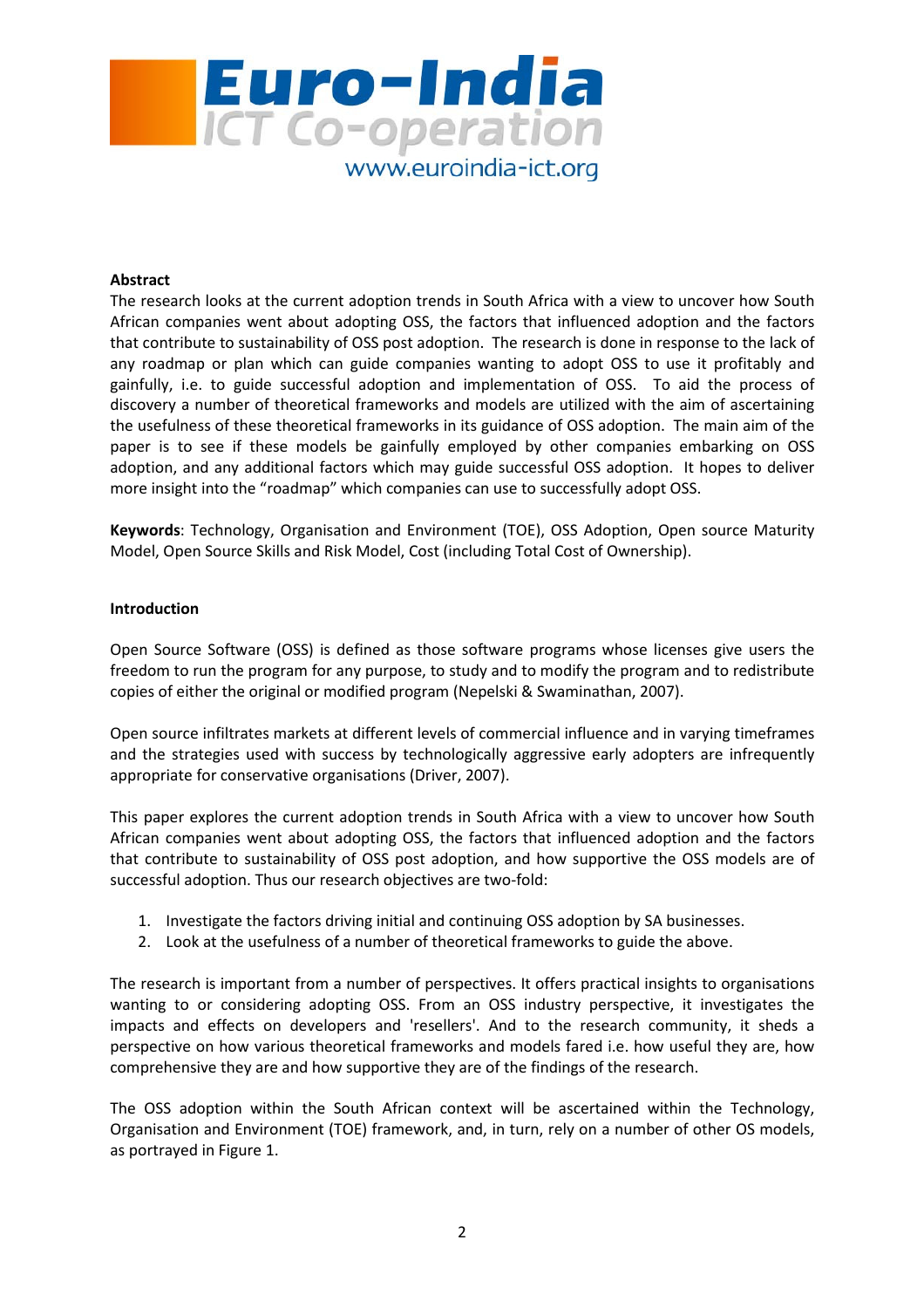**Abstract**

The research looks at the current adoption trends in South Africa with a view to uncover how South African companies went about adopting OSS, the factors that influenced adoption and the factors that contribute to sustainability of OSS post adoption. The research is done in response to the lack of any roadmap or plan which can guide companies wanting to adopt OSS to use it profitably and gainfully, i.e. to guide successful adoption and implementation of OSS. To aid the process of discovery a number of theoretical frameworks and models are utilized with the aim of ascertaining the usefulness of these theoretical frameworks in its guidance of OSS adoption. The main aim of the paper is to see if these models be gainfully employed by other companies embarking on OSS adoption, and any additional factors which may guide successful OSS adoption. It hopes to deliver more insight into the "roadmap" which companies can use to successfully adopt OSS.

**Keywords**: Technology, Organisation and Environment (TOE), OSS Adoption, Open source Maturity Model, Open Source Skills and Risk Model, Cost (including Total Cost of Ownership).

**Introduction**

Open Source Software (OSS) is defined as those software programs whose licenses give users the freedom to run the program for any purpose, to study and to modify the program and to redistribute copies of either the original or modified program (Nepelski & Swaminathan, 2007).

Open source infiltrates markets at different levels of commercial influence and in varying timeframes and the strategies used with success by technologically aggressive early adopters are infrequently appropriate for conservative organisations (Driver, 2007).

This paper explores the current adoption trends in South Africa with a view to uncover how South African companies went about adopting OSS, the factors that influenced adoption and the factors that contribute to sustainability of OSS post adoption, and how supportive the OSS models are of successful adoption. Thus our research objectives are two-fold:

1. Investigate the factors driving initial and continuing OSS adoption by SA businesses.
2. Look at the usefulness of a number of theoretical frameworks to guide the above.

The research is important from a number of perspectives. It offers practical insights to organisations wanting to or considering adopting OSS. From an OSS industry perspective, it investigates the impacts and effects on developers and 'resellers'. And to the research community, it sheds a perspective on how various theoretical frameworks and models fared i.e. how useful they are, how comprehensive they are and how supportive they are of the findings of the research.

The OSS adoption within the South African context will be ascertained within the Technology, Organisation and Environment (TOE) framework, and, in turn, rely on a number of other OS models, as portrayed in Figure 1.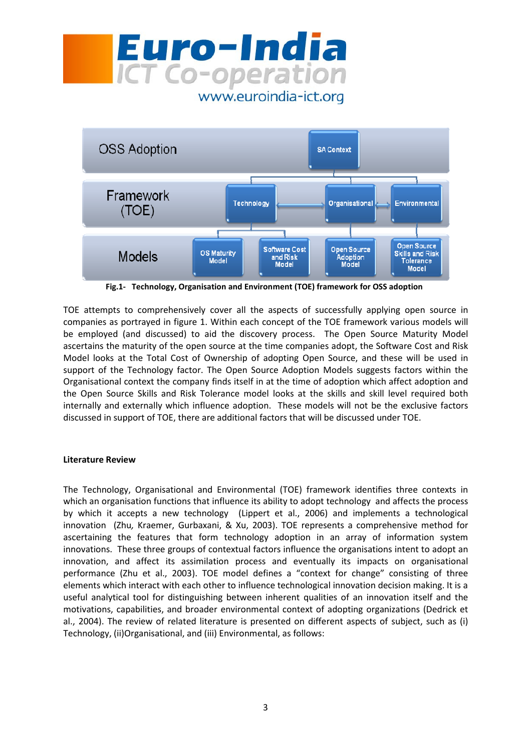**Fig.1- Technology, Organisation and Environment (TOE) framework for OSS adoption**

TOE attempts to comprehensively cover all the aspects of successfully applying open source in companies as portrayed in figure 1. Within each concept of the TOE framework various models will be employed (and discussed) to aid the discovery process. The Open Source Maturity Model ascertains the maturity of the open source at the time companies adopt, the Software Cost and Risk Model looks at the Total Cost of Ownership of adopting Open Source, and these will be used in support of the Technology factor. The Open Source Adoption Models suggests factors within the Organisational context the company finds itself in at the time of adoption which affect adoption and the Open Source Skills and Risk Tolerance model looks at the skills and skill level required both internally and externally which influence adoption. These models will not be the exclusive factors discussed in support of TOE, there are additional factors that will be discussed under TOE.

**Literature Review**

The Technology, Organisational and Environmental (TOE) framework identifies three contexts in which an organisation functions that influence its ability to adopt technology and affects the process by which it accepts a new technology (Lippert et al., 2006) and implements a technological innovation (Zhu, Kraemer, Gurbaxani, & Xu, 2003). TOE represents a comprehensive method for ascertaining the features that form technology adoption in an array of information system innovations. These three groups of contextual factors influence the organisations intent to adopt an innovation, and affect its assimilation process and eventually its impacts on organisational performance (Zhu et al., 2003). TOE model defines a "context for change" consisting of three elements which interact with each other to influence technological innovation decision making. It is a useful analytical tool for distinguishing between inherent qualities of an innovation itself and the motivations, capabilities, and broader environmental context of adopting organizations (Dedrick et al., 2004). The review of related literature is presented on different aspects of subject, such as (i) Technology, (ii)Organisational, and (iii) Environmental, as follows: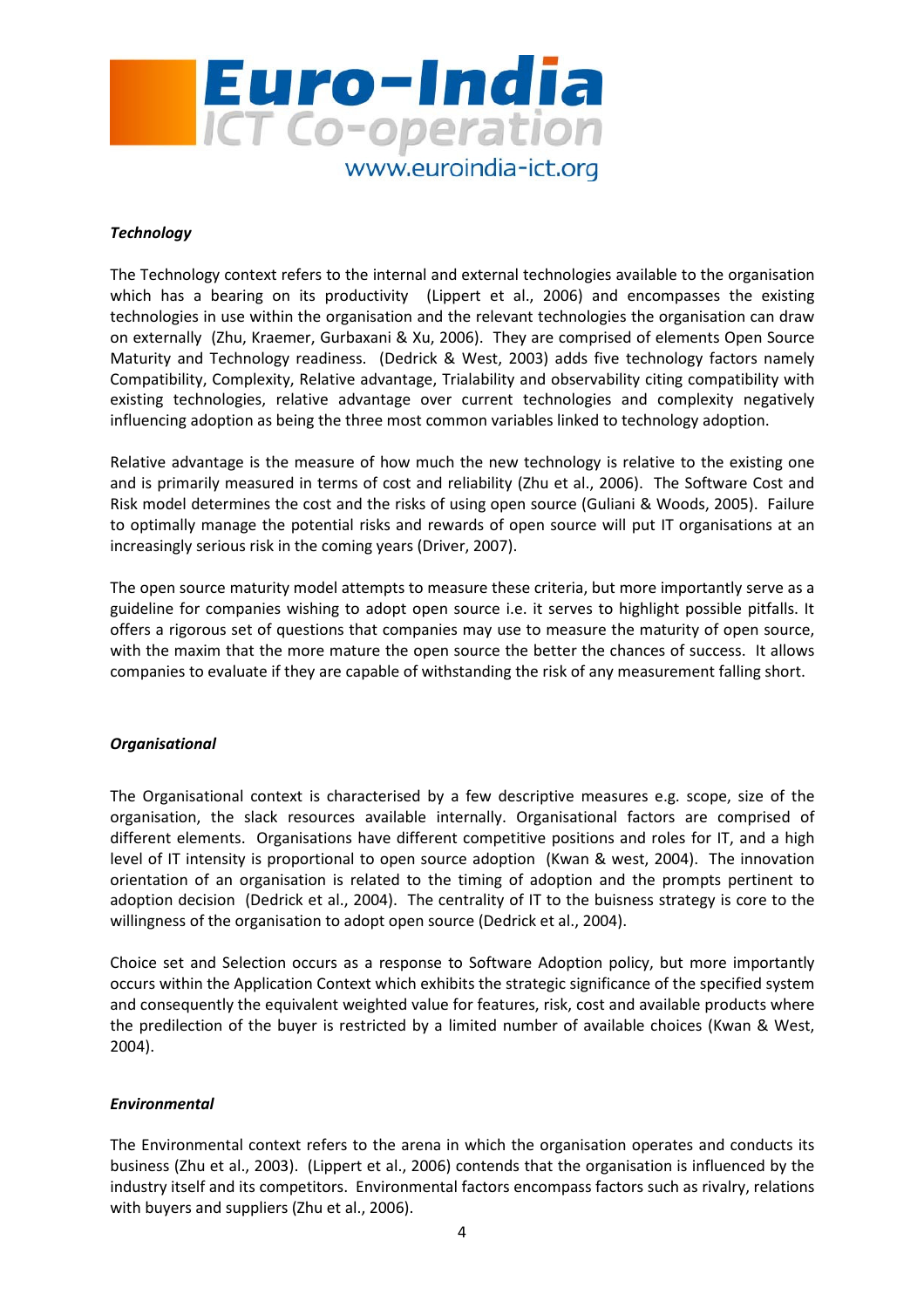***Technology***

The Technology context refers to the internal and external technologies available to the organisation which has a bearing on its productivity (Lippert et al., 2006) and encompasses the existing technologies in use within the organisation and the relevant technologies the organisation can draw on externally (Zhu, Kraemer, Gurbaxani & Xu, 2006). They are comprised of elements Open Source Maturity and Technology readiness. (Dedrick & West, 2003) adds five technology factors namely Compatibility, Complexity, Relative advantage, Trialability and observability citing compatibility with existing technologies, relative advantage over current technologies and complexity negatively influencing adoption as being the three most common variables linked to technology adoption.

Relative advantage is the measure of how much the new technology is relative to the existing one and is primarily measured in terms of cost and reliability (Zhu et al., 2006). The Software Cost and Risk model determines the cost and the risks of using open source (Guliani & Woods, 2005). Failure to optimally manage the potential risks and rewards of open source will put IT organisations at an increasingly serious risk in the coming years (Driver, 2007).

The open source maturity model attempts to measure these criteria, but more importantly serve as a guideline for companies wishing to adopt open source i.e. it serves to highlight possible pitfalls. It offers a rigorous set of questions that companies may use to measure the maturity of open source, with the maxim that the more mature the open source the better the chances of success. It allows companies to evaluate if they are capable of withstanding the risk of any measurement falling short.

***Organisational***

The Organisational context is characterised by a few descriptive measures e.g. scope, size of the organisation, the slack resources available internally. Organisational factors are comprised of different elements. Organisations have different competitive positions and roles for IT, and a high level of IT intensity is proportional to open source adoption (Kwan & west, 2004). The innovation orientation of an organisation is related to the timing of adoption and the prompts pertinent to adoption decision (Dedrick et al., 2004). The centrality of IT to the buisness strategy is core to the willingness of the organisation to adopt open source (Dedrick et al., 2004).

Choice set and Selection occurs as a response to Software Adoption policy, but more importantly occurs within the Application Context which exhibits the strategic significance of the specified system and consequently the equivalent weighted value for features, risk, cost and available products where the predilection of the buyer is restricted by a limited number of available choices (Kwan & West, 2004).

***Environmental***

The Environmental context refers to the arena in which the organisation operates and conducts its business (Zhu et al., 2003). (Lippert et al., 2006) contends that the organisation is influenced by the industry itself and its competitors. Environmental factors encompass factors such as rivalry, relations with buyers and suppliers (Zhu et al., 2006).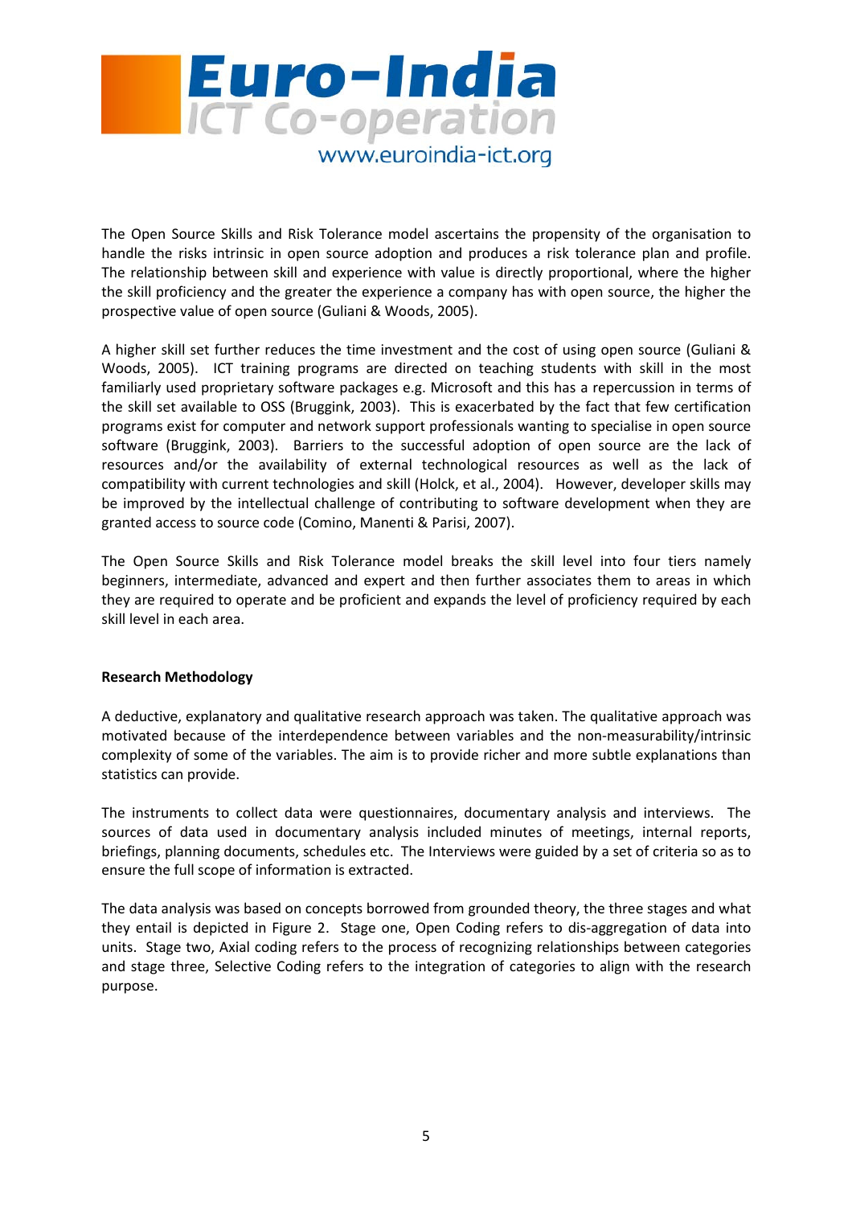The Open Source Skills and Risk Tolerance model ascertains the propensity of the organisation to handle the risks intrinsic in open source adoption and produces a risk tolerance plan and profile. The relationship between skill and experience with value is directly proportional, where the higher the skill proficiency and the greater the experience a company has with open source, the higher the prospective value of open source (Guliani & Woods, 2005).

A higher skill set further reduces the time investment and the cost of using open source (Guliani & Woods, 2005). ICT training programs are directed on teaching students with skill in the most familiarly used proprietary software packages e.g. Microsoft and this has a repercussion in terms of the skill set available to OSS (Bruggink, 2003). This is exacerbated by the fact that few certification programs exist for computer and network support professionals wanting to specialise in open source software (Bruggink, 2003). Barriers to the successful adoption of open source are the lack of resources and/or the availability of external technological resources as well as the lack of compatibility with current technologies and skill (Holck, et al., 2004). However, developer skills may be improved by the intellectual challenge of contributing to software development when they are granted access to source code (Comino, Manenti & Parisi, 2007).

The Open Source Skills and Risk Tolerance model breaks the skill level into four tiers namely beginners, intermediate, advanced and expert and then further associates them to areas in which they are required to operate and be proficient and expands the level of proficiency required by each skill level in each area.

**Research Methodology**

A deductive, explanatory and qualitative research approach was taken. The qualitative approach was motivated because of the interdependence between variables and the non-measurability/intrinsic complexity of some of the variables. The aim is to provide richer and more subtle explanations than statistics can provide.

The instruments to collect data were questionnaires, documentary analysis and interviews. The sources of data used in documentary analysis included minutes of meetings, internal reports, briefings, planning documents, schedules etc. The Interviews were guided by a set of criteria so as to ensure the full scope of information is extracted.

The data analysis was based on concepts borrowed from grounded theory, the three stages and what they entail is depicted in Figure 2. Stage one, Open Coding refers to dis-aggregation of data into units. Stage two, Axial coding refers to the process of recognizing relationships between categories and stage three, Selective Coding refers to the integration of categories to align with the research purpose.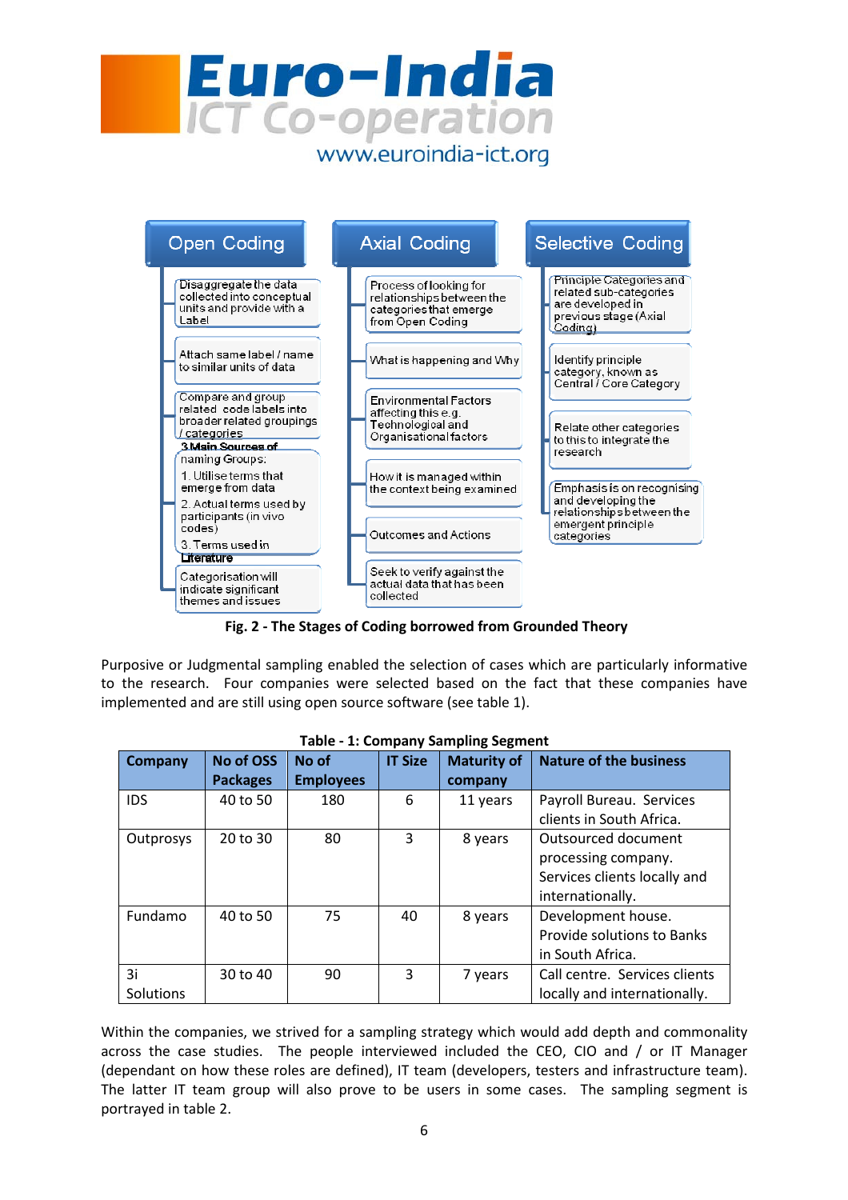**Open Coding**

- Disaggregate the data collected into conceptual units and provide with a Label
- Attach same label / name to similar units of data
- Compare and group related code labels into broader related groupings / categories
- 3 Main Sources of naming Groups:
  1. Utilise terms that emerge from data
  2. Actual terms used by participants (in vivo codes)
  3. Terms used in Literature
- Categorisation will indicate significant themes and issues

**Axial Coding**

- Process of looking for relationships between the categories that emerge from Open Coding
- What is happening and Why
- Environmental Factors affecting this e.g. Technological and Organisational factors
- How it is managed within the context being examined
- Outcomes and Actions
- Seek to verify against the actual data that has been collected

**Selective Coding**

- Principle Categories and related sub-categories are developed in previous stage (Axial Coding)
- Identify principle category, known as Central / Core Category
- Relate other categories to this to integrate the research
- Emphasis is on recognising and developing the relationships between the emergent principle categories

**Fig. 2 - The Stages of Coding borrowed from Grounded Theory**

Purposive or Judgmental sampling enabled the selection of cases which are particularly informative to the research. Four companies were selected based on the fact that these companies have implemented and are still using open source software (see table 1).

**Table - 1: Company Sampling Segment**

| Company | No of OSS Packages | No of Employees | IT Size | Maturity of company | Nature of the business |
|---|---|---|---|---|---|
| IDS | 40 to 50 | 180 | 6 | 11 years | Payroll Bureau. Services clients in South Africa. |
| Outprosys | 20 to 30 | 80 | 3 | 8 years | Outsourced document processing company. Services clients locally and internationally. |
| Fundamo | 40 to 50 | 75 | 40 | 8 years | Development house. Provide solutions to Banks in South Africa. |
| 3i Solutions | 30 to 40 | 90 | 3 | 7 years | Call centre. Services clients locally and internationally. |

Within the companies, we strived for a sampling strategy which would add depth and commonality across the case studies. The people interviewed included the CEO, CIO and / or IT Manager (dependant on how these roles are defined), IT team (developers, testers and infrastructure team). The latter IT team group will also prove to be users in some cases. The sampling segment is portrayed in table 2.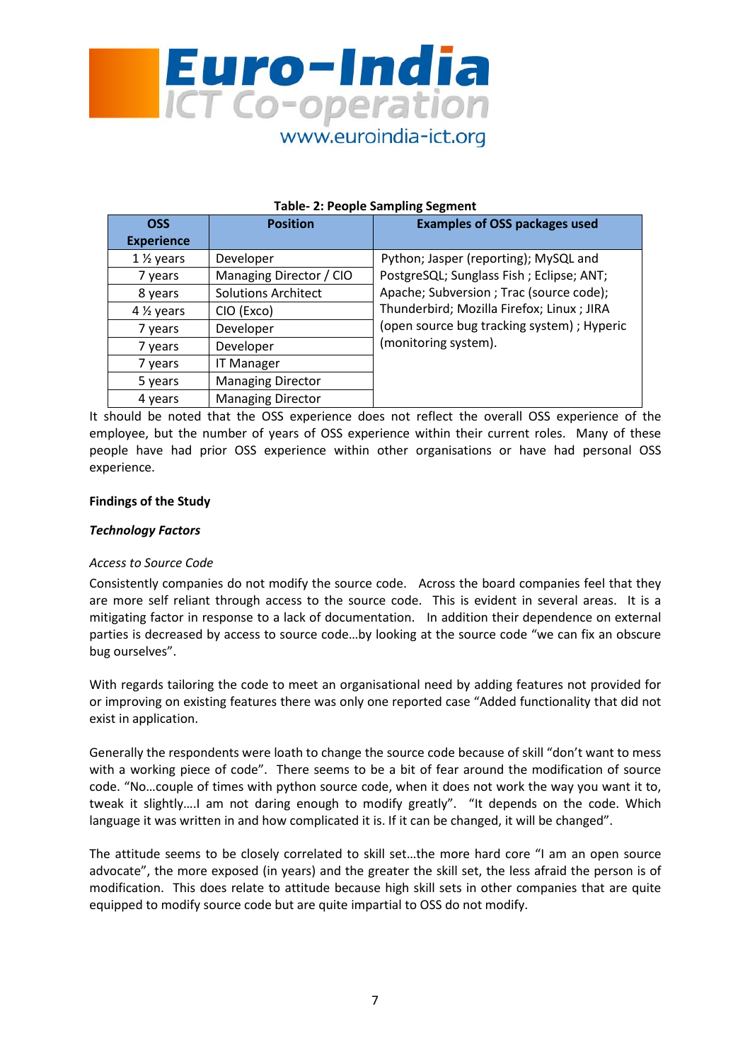**Table- 2: People Sampling Segment**

| OSS Experience | Position | Examples of OSS packages used |
|---|---|---|
| 1 ½ years | Developer | Python; Jasper (reporting); MySQL and PostgreSQL; Sunglass Fish ; Eclipse; ANT; Apache; Subversion ; Trac (source code); Thunderbird; Mozilla Firefox; Linux ; JIRA (open source bug tracking system) ; Hyperic (monitoring system). |
| 7 years | Managing Director / CIO | |
| 8 years | Solutions Architect | |
| 4 ½ years | CIO (Exco) | |
| 7 years | Developer | |
| 7 years | Developer | |
| 7 years | IT Manager | |
| 5 years | Managing Director | |
| 4 years | Managing Director | |

It should be noted that the OSS experience does not reflect the overall OSS experience of the employee, but the number of years of OSS experience within their current roles. Many of these people have had prior OSS experience within other organisations or have had personal OSS experience.

**Findings of the Study**

***Technology Factors***

*Access to Source Code*

Consistently companies do not modify the source code. Across the board companies feel that they are more self reliant through access to the source code. This is evident in several areas. It is a mitigating factor in response to a lack of documentation. In addition their dependence on external parties is decreased by access to source code…by looking at the source code "we can fix an obscure bug ourselves".

With regards tailoring the code to meet an organisational need by adding features not provided for or improving on existing features there was only one reported case "Added functionality that did not exist in application.

Generally the respondents were loath to change the source code because of skill "don't want to mess with a working piece of code". There seems to be a bit of fear around the modification of source code. "No…couple of times with python source code, when it does not work the way you want it to, tweak it slightly….I am not daring enough to modify greatly". "It depends on the code. Which language it was written in and how complicated it is. If it can be changed, it will be changed".

The attitude seems to be closely correlated to skill set…the more hard core "I am an open source advocate", the more exposed (in years) and the greater the skill set, the less afraid the person is of modification. This does relate to attitude because high skill sets in other companies that are quite equipped to modify source code but are quite impartial to OSS do not modify.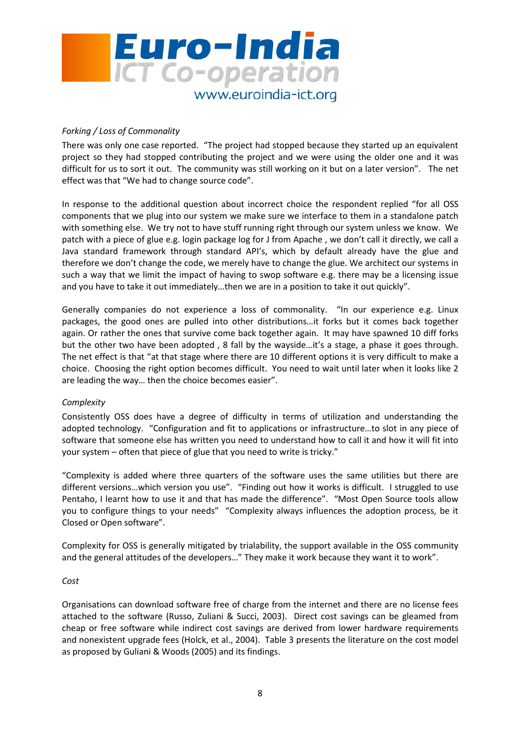*Forking / Loss of Commonality*

There was only one case reported. "The project had stopped because they started up an equivalent project so they had stopped contributing the project and we were using the older one and it was difficult for us to sort it out. The community was still working on it but on a later version". The net effect was that "We had to change source code".

In response to the additional question about incorrect choice the respondent replied "for all OSS components that we plug into our system we make sure we interface to them in a standalone patch with something else. We try not to have stuff running right through our system unless we know. We patch with a piece of glue e.g. login package log for J from Apache , we don't call it directly, we call a Java standard framework through standard API's, which by default already have the glue and therefore we don't change the code, we merely have to change the glue. We architect our systems in such a way that we limit the impact of having to swop software e.g. there may be a licensing issue and you have to take it out immediately…then we are in a position to take it out quickly".

Generally companies do not experience a loss of commonality. "In our experience e.g. Linux packages, the good ones are pulled into other distributions…it forks but it comes back together again. Or rather the ones that survive come back together again. It may have spawned 10 diff forks but the other two have been adopted , 8 fall by the wayside…it's a stage, a phase it goes through. The net effect is that "at that stage where there are 10 different options it is very difficult to make a choice. Choosing the right option becomes difficult. You need to wait until later when it looks like 2 are leading the way… then the choice becomes easier".

*Complexity*

Consistently OSS does have a degree of difficulty in terms of utilization and understanding the adopted technology. "Configuration and fit to applications or infrastructure…to slot in any piece of software that someone else has written you need to understand how to call it and how it will fit into your system – often that piece of glue that you need to write is tricky."

"Complexity is added where three quarters of the software uses the same utilities but there are different versions…which version you use". "Finding out how it works is difficult. I struggled to use Pentaho, I learnt how to use it and that has made the difference". "Most Open Source tools allow you to configure things to your needs" "Complexity always influences the adoption process, be it Closed or Open software".

Complexity for OSS is generally mitigated by trialability, the support available in the OSS community and the general attitudes of the developers…" They make it work because they want it to work".

*Cost*

Organisations can download software free of charge from the internet and there are no license fees attached to the software (Russo, Zuliani & Succi, 2003). Direct cost savings can be gleamed from cheap or free software while indirect cost savings are derived from lower hardware requirements and nonexistent upgrade fees (Holck, et al., 2004). Table 3 presents the literature on the cost model as proposed by Guliani & Woods (2005) and its findings.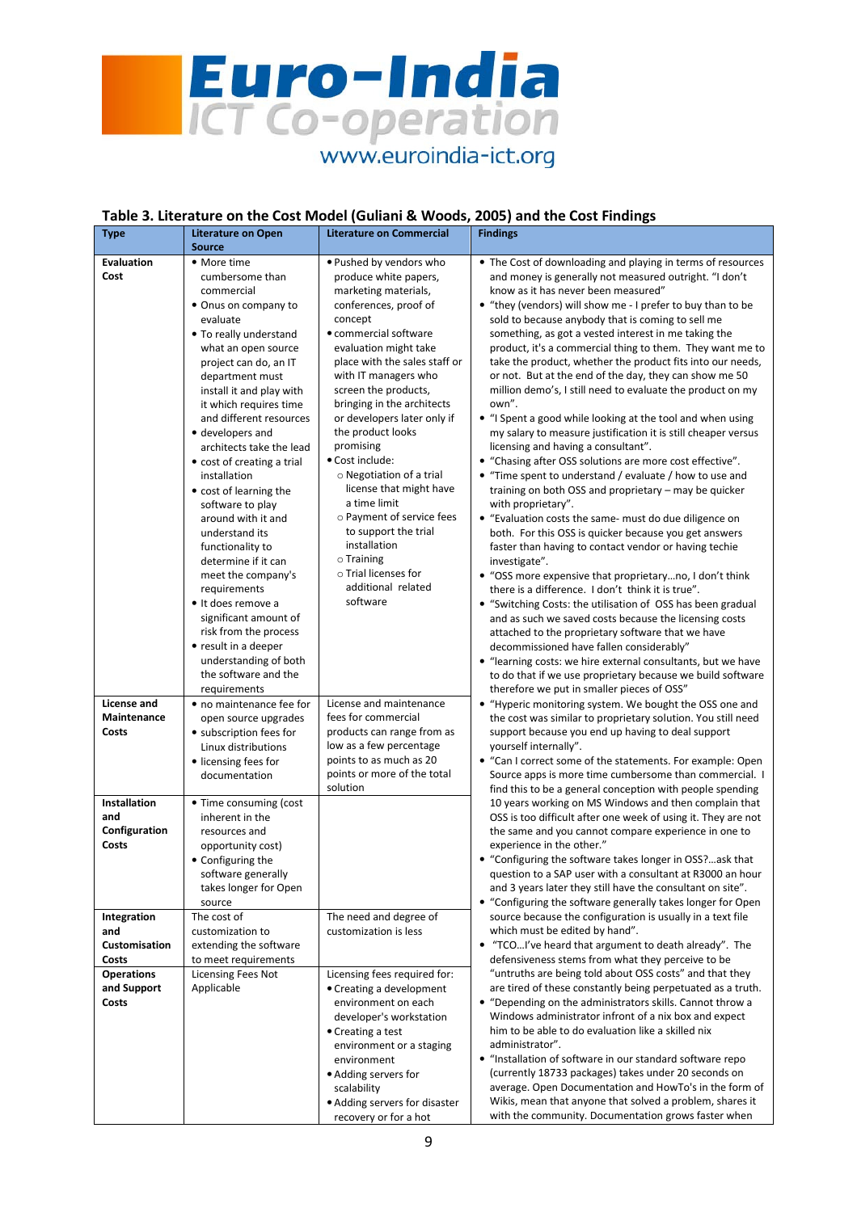## Table 3. Literature on the Cost Model (Guliani & Woods, 2005) and the Cost Findings

| Type | Literature on Open Source | Literature on Commercial | Findings |
|---|---|---|---|
| **Evaluation Cost** | • More time cumbersome than commercial<br>• Onus on company to evaluate<br>• To really understand what an open source project can do, an IT department must install it and play with it which requires time and different resources<br>• developers and architects take the lead<br>• cost of creating a trial installation<br>• cost of learning the software to play around with it and understand its functionality to determine if it can meet the company's requirements<br>• It does remove a significant amount of risk from the process<br>• result in a deeper understanding of both the software and the requirements | • Pushed by vendors who produce white papers, marketing materials, conferences, proof of concept<br>• commercial software evaluation might take place with the sales staff or with IT managers who screen the products, bringing in the architects or developers later only if the product looks promising<br>• Cost include:<br>○ Negotiation of a trial license that might have a time limit<br>○ Payment of service fees to support the trial installation<br>○ Training<br>○ Trial licenses for additional related software | • The Cost of downloading and playing in terms of resources and money is generally not measured outright. "I don't know as it has never been measured"<br>• "they (vendors) will show me - I prefer to buy than to be sold to because anybody that is coming to sell me something, as got a vested interest in me taking the product, it's a commercial thing to them. They want me to take the product, whether the product fits into our needs, or not. But at the end of the day, they can show me 50 million demo's, I still need to evaluate the product on my own".<br>• "I Spent a good while looking at the tool and when using my salary to measure justification it is still cheaper versus licensing and having a consultant".<br>• "Chasing after OSS solutions are more cost effective".<br>• "Time spent to understand / evaluate / how to use and training on both OSS and proprietary – may be quicker with proprietary".<br>• "Evaluation costs the same- must do due diligence on both. For this OSS is quicker because you get answers faster than having to contact vendor or having techie investigate".<br>• "OSS more expensive that proprietary…no, I don't think there is a difference. I don't think it is true".<br>• "Switching Costs: the utilisation of OSS has been gradual and as such we saved costs because the licensing costs attached to the proprietary software that we have decommissioned have fallen considerably"<br>• "learning costs: we hire external consultants, but we have to do that if we use proprietary because we build software therefore we put in smaller pieces of OSS" |
| **License and Maintenance Costs** | • no maintenance fee for open source upgrades<br>• subscription fees for Linux distributions<br>• licensing fees for documentation | License and maintenance fees for commercial products can range from as low as a few percentage points to as much as 20 points or more of the total solution | • "Hyperic monitoring system. We bought the OSS one and the cost was similar to proprietary solution. You still need support because you end up having to deal support yourself internally".<br>• "Can I correct some of the statements. For example: Open Source apps is more time cumbersome than commercial. I find this to be a general conception with people spending 10 years working on MS Windows and then complain that OSS is too difficult after one week of using it. They are not the same and you cannot compare experience in one to experience in the other." |
| **Installation and Configuration Costs** | • Time consuming (cost inherent in the resources and opportunity cost)<br>• Configuring the software generally takes longer for Open source | | • "Configuring the software takes longer in OSS?...ask that question to a SAP user with a consultant at R3000 an hour and 3 years later they still have the consultant on site".<br>• "Configuring the software generally takes longer for Open source because the configuration is usually in a text file which must be edited by hand". |
| **Integration and Customisation Costs** | The cost of customization to extending the software to meet requirements | The need and degree of customization is less | • "TCO…I've heard that argument to death already". The defensiveness stems from what they perceive to be "untruths are being told about OSS costs" and that they are tired of these constantly being perpetuated as a truth. |
| **Operations and Support Costs** | Licensing Fees Not Applicable | Licensing fees required for:<br>• Creating a development environment on each developer's workstation<br>• Creating a test environment or a staging environment<br>• Adding servers for scalability<br>• Adding servers for disaster recovery or for a hot | • "Depending on the administrators skills. Cannot throw a Windows administrator infront of a nix box and expect him to be able to do evaluation like a skilled nix administrator".<br>• "Installation of software in our standard software repo (currently 18733 packages) takes under 20 seconds on average. Open Documentation and HowTo's in the form of Wikis, mean that anyone that solved a problem, shares it with the community. Documentation grows faster when |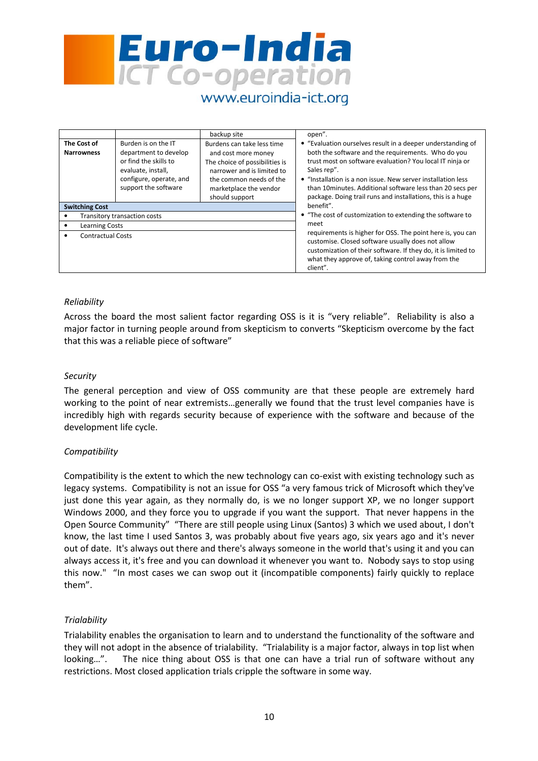| | | backup site | open". |
|---|---|---|---|
| **The Cost of Narrowness** | Burden is on the IT department to develop or find the skills to evaluate, install, configure, operate, and support the software | Burdens can take less time and cost more money. The choice of possibilities is narrower and is limited to the common needs of the marketplace the vendor should support | • "Evaluation ourselves result in a deeper understanding of both the software and the requirements. Who do you trust most on software evaluation? You local IT ninja or Sales rep". • "Installation is a non issue. New server installation less than 10minutes. Additional software less than 20 secs per package. Doing trail runs and installations, this is a huge benefit". • "The cost of customization to extending the software to meet requirements is higher for OSS. The point here is, you can customise. Closed software usually does not allow customization of their software. If they do, it is limited to what they approve of, taking control away from the client". |
| **Switching Cost** | | | |
| • Transitory transaction costs | | | |
| • Learning Costs | | | |
| • Contractual Costs | | | |

*Reliability*

Across the board the most salient factor regarding OSS is it is "very reliable". Reliability is also a major factor in turning people around from skepticism to converts "Skepticism overcome by the fact that this was a reliable piece of software"

*Security*

The general perception and view of OSS community are that these people are extremely hard working to the point of near extremists…generally we found that the trust level companies have is incredibly high with regards security because of experience with the software and because of the development life cycle.

*Compatibility*

Compatibility is the extent to which the new technology can co-exist with existing technology such as legacy systems. Compatibility is not an issue for OSS "a very famous trick of Microsoft which they've just done this year again, as they normally do, is we no longer support XP, we no longer support Windows 2000, and they force you to upgrade if you want the support. That never happens in the Open Source Community" "There are still people using Linux (Santos) 3 which we used about, I don't know, the last time I used Santos 3, was probably about five years ago, six years ago and it's never out of date. It's always out there and there's always someone in the world that's using it and you can always access it, it's free and you can download it whenever you want to. Nobody says to stop using this now." "In most cases we can swop out it (incompatible components) fairly quickly to replace them".

*Trialability*

Trialability enables the organisation to learn and to understand the functionality of the software and they will not adopt in the absence of trialability. "Trialability is a major factor, always in top list when looking…". The nice thing about OSS is that one can have a trial run of software without any restrictions. Most closed application trials cripple the software in some way.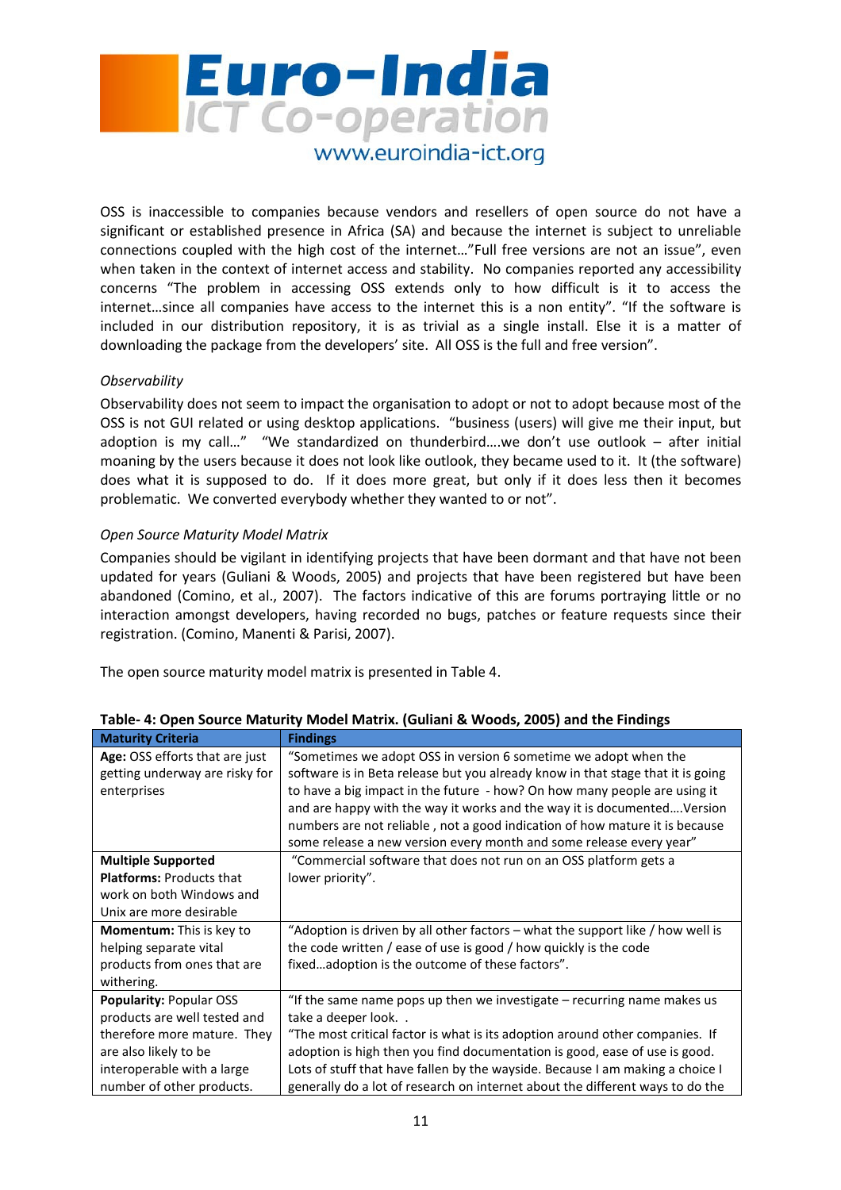OSS is inaccessible to companies because vendors and resellers of open source do not have a significant or established presence in Africa (SA) and because the internet is subject to unreliable connections coupled with the high cost of the internet…"Full free versions are not an issue", even when taken in the context of internet access and stability. No companies reported any accessibility concerns "The problem in accessing OSS extends only to how difficult is it to access the internet…since all companies have access to the internet this is a non entity". "If the software is included in our distribution repository, it is as trivial as a single install. Else it is a matter of downloading the package from the developers' site. All OSS is the full and free version".

*Observability*

Observability does not seem to impact the organisation to adopt or not to adopt because most of the OSS is not GUI related or using desktop applications. "business (users) will give me their input, but adoption is my call…" "We standardized on thunderbird….we don't use outlook – after initial moaning by the users because it does not look like outlook, they became used to it. It (the software) does what it is supposed to do. If it does more great, but only if it does less then it becomes problematic. We converted everybody whether they wanted to or not".

*Open Source Maturity Model Matrix*

Companies should be vigilant in identifying projects that have been dormant and that have not been updated for years (Guliani & Woods, 2005) and projects that have been registered but have been abandoned (Comino, et al., 2007). The factors indicative of this are forums portraying little or no interaction amongst developers, having recorded no bugs, patches or feature requests since their registration. (Comino, Manenti & Parisi, 2007).

The open source maturity model matrix is presented in Table 4.

**Table- 4: Open Source Maturity Model Matrix. (Guliani & Woods, 2005) and the Findings**

| Maturity Criteria | Findings |
|---|---|
| **Age:** OSS efforts that are just getting underway are risky for enterprises | "Sometimes we adopt OSS in version 6 sometime we adopt when the software is in Beta release but you already know in that stage that it is going to have a big impact in the future - how? On how many people are using it and are happy with the way it works and the way it is documented….Version numbers are not reliable , not a good indication of how mature it is because some release a new version every month and some release every year" |
| **Multiple Supported Platforms:** Products that work on both Windows and Unix are more desirable | "Commercial software that does not run on an OSS platform gets a lower priority". |
| **Momentum:** This is key to helping separate vital products from ones that are withering. | "Adoption is driven by all other factors – what the support like / how well is the code written / ease of use is good / how quickly is the code fixed…adoption is the outcome of these factors". |
| **Popularity:** Popular OSS products are well tested and therefore more mature. They are also likely to be interoperable with a large number of other products. | "If the same name pops up then we investigate – recurring name makes us take a deeper look. . "The most critical factor is what is its adoption around other companies. If adoption is high then you find documentation is good, ease of use is good. Lots of stuff that have fallen by the wayside. Because I am making a choice I generally do a lot of research on internet about the different ways to do the |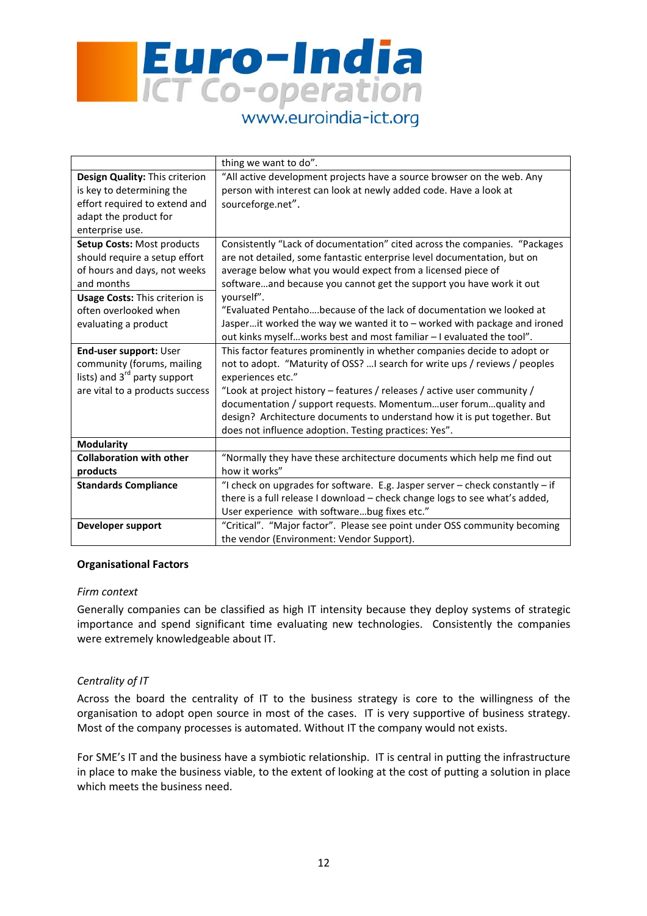| | |
|---|---|
| | thing we want to do". |
| **Design Quality:** This criterion is key to determining the effort required to extend and adapt the product for enterprise use. | "All active development projects have a source browser on the web. Any person with interest can look at newly added code. Have a look at sourceforge.net". |
| **Setup Costs:** Most products should require a setup effort of hours and days, not weeks and months<br>**Usage Costs:** This criterion is often overlooked when evaluating a product | Consistently "Lack of documentation" cited across the companies. "Packages are not detailed, some fantastic enterprise level documentation, but on average below what you would expect from a licensed piece of software…and because you cannot get the support you have work it out yourself".<br>"Evaluated Pentaho….because of the lack of documentation we looked at Jasper…it worked the way we wanted it to – worked with package and ironed out kinks myself…works best and most familiar – I evaluated the tool". |
| **End-user support:** User community (forums, mailing lists) and 3rd party support are vital to a products success | This factor features prominently in whether companies decide to adopt or not to adopt. "Maturity of OSS? …I search for write ups / reviews / peoples experiences etc."<br>"Look at project history – features / releases / active user community / documentation / support requests. Momentum…user forum…quality and design? Architecture documents to understand how it is put together. But does not influence adoption. Testing practices: Yes". |
| **Modularity** | |
| **Collaboration with other products** | "Normally they have these architecture documents which help me find out how it works" |
| **Standards Compliance** | "I check on upgrades for software. E.g. Jasper server – check constantly – if there is a full release I download – check change logs to see what's added, User experience with software…bug fixes etc." |
| **Developer support** | "Critical". "Major factor". Please see point under OSS community becoming the vendor (Environment: Vendor Support). |

**Organisational Factors**

*Firm context*

Generally companies can be classified as high IT intensity because they deploy systems of strategic importance and spend significant time evaluating new technologies. Consistently the companies were extremely knowledgeable about IT.

*Centrality of IT*

Across the board the centrality of IT to the business strategy is core to the willingness of the organisation to adopt open source in most of the cases. IT is very supportive of business strategy. Most of the company processes is automated. Without IT the company would not exists.

For SME's IT and the business have a symbiotic relationship. IT is central in putting the infrastructure in place to make the business viable, to the extent of looking at the cost of putting a solution in place which meets the business need.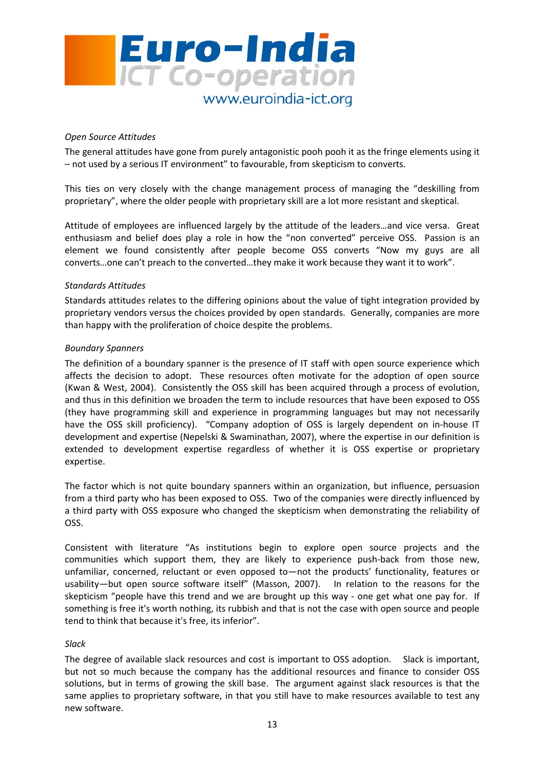*Open Source Attitudes*

The general attitudes have gone from purely antagonistic pooh pooh it as the fringe elements using it – not used by a serious IT environment" to favourable, from skepticism to converts.

This ties on very closely with the change management process of managing the "deskilling from proprietary", where the older people with proprietary skill are a lot more resistant and skeptical.

Attitude of employees are influenced largely by the attitude of the leaders…and vice versa. Great enthusiasm and belief does play a role in how the "non converted" perceive OSS. Passion is an element we found consistently after people become OSS converts "Now my guys are all converts…one can't preach to the converted…they make it work because they want it to work".

*Standards Attitudes*

Standards attitudes relates to the differing opinions about the value of tight integration provided by proprietary vendors versus the choices provided by open standards. Generally, companies are more than happy with the proliferation of choice despite the problems.

*Boundary Spanners*

The definition of a boundary spanner is the presence of IT staff with open source experience which affects the decision to adopt. These resources often motivate for the adoption of open source (Kwan & West, 2004). Consistently the OSS skill has been acquired through a process of evolution, and thus in this definition we broaden the term to include resources that have been exposed to OSS (they have programming skill and experience in programming languages but may not necessarily have the OSS skill proficiency). "Company adoption of OSS is largely dependent on in-house IT development and expertise (Nepelski & Swaminathan, 2007), where the expertise in our definition is extended to development expertise regardless of whether it is OSS expertise or proprietary expertise.

The factor which is not quite boundary spanners within an organization, but influence, persuasion from a third party who has been exposed to OSS. Two of the companies were directly influenced by a third party with OSS exposure who changed the skepticism when demonstrating the reliability of OSS.

Consistent with literature "As institutions begin to explore open source projects and the communities which support them, they are likely to experience push-back from those new, unfamiliar, concerned, reluctant or even opposed to—not the products' functionality, features or usability—but open source software itself" (Masson, 2007). In relation to the reasons for the skepticism "people have this trend and we are brought up this way - one get what one pay for. If something is free it's worth nothing, its rubbish and that is not the case with open source and people tend to think that because it's free, its inferior".

*Slack*

The degree of available slack resources and cost is important to OSS adoption. Slack is important, but not so much because the company has the additional resources and finance to consider OSS solutions, but in terms of growing the skill base. The argument against slack resources is that the same applies to proprietary software, in that you still have to make resources available to test any new software.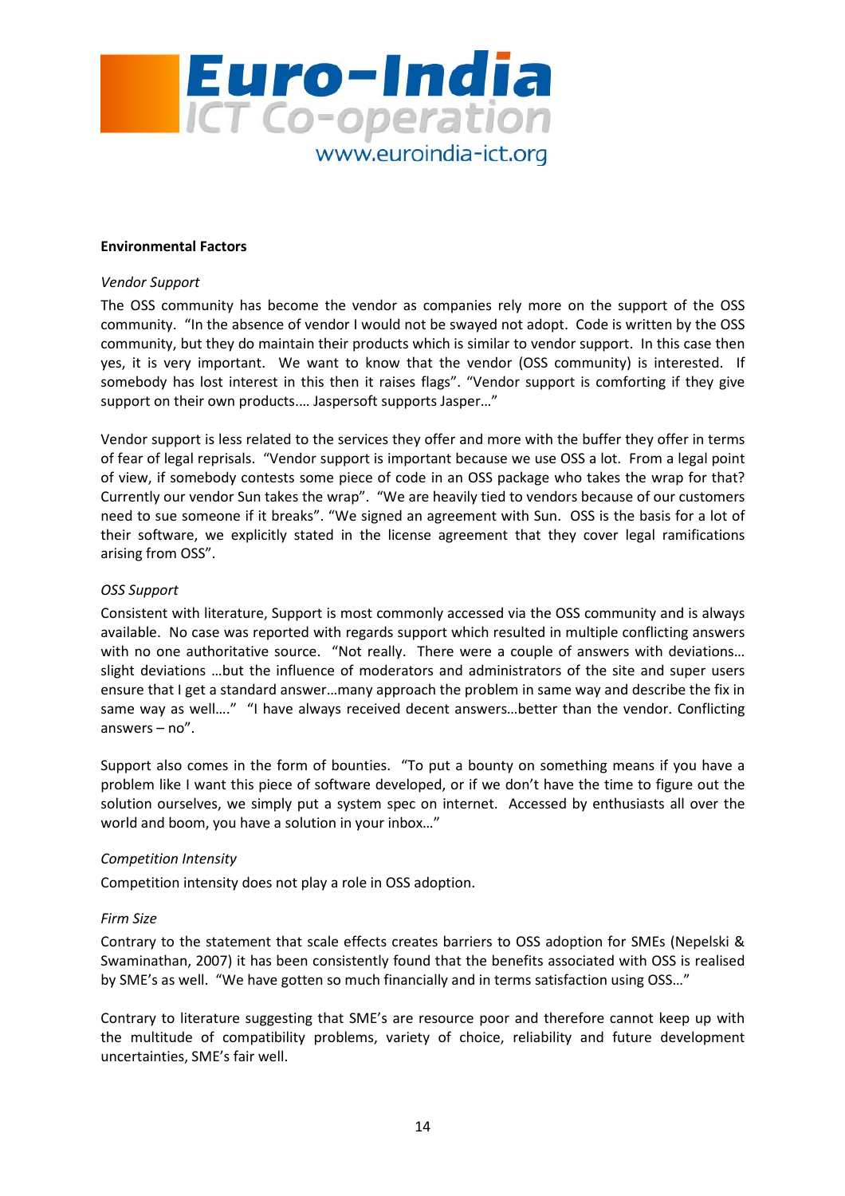**Environmental Factors**

*Vendor Support*

The OSS community has become the vendor as companies rely more on the support of the OSS community. "In the absence of vendor I would not be swayed not adopt. Code is written by the OSS community, but they do maintain their products which is similar to vendor support. In this case then yes, it is very important. We want to know that the vendor (OSS community) is interested. If somebody has lost interest in this then it raises flags". "Vendor support is comforting if they give support on their own products.... Jaspersoft supports Jasper…"

Vendor support is less related to the services they offer and more with the buffer they offer in terms of fear of legal reprisals. "Vendor support is important because we use OSS a lot. From a legal point of view, if somebody contests some piece of code in an OSS package who takes the wrap for that? Currently our vendor Sun takes the wrap". "We are heavily tied to vendors because of our customers need to sue someone if it breaks". "We signed an agreement with Sun. OSS is the basis for a lot of their software, we explicitly stated in the license agreement that they cover legal ramifications arising from OSS".

*OSS Support*

Consistent with literature, Support is most commonly accessed via the OSS community and is always available. No case was reported with regards support which resulted in multiple conflicting answers with no one authoritative source. "Not really. There were a couple of answers with deviations… slight deviations …but the influence of moderators and administrators of the site and super users ensure that I get a standard answer…many approach the problem in same way and describe the fix in same way as well…." "I have always received decent answers…better than the vendor. Conflicting answers – no".

Support also comes in the form of bounties. "To put a bounty on something means if you have a problem like I want this piece of software developed, or if we don't have the time to figure out the solution ourselves, we simply put a system spec on internet. Accessed by enthusiasts all over the world and boom, you have a solution in your inbox…"

*Competition Intensity*

Competition intensity does not play a role in OSS adoption.

*Firm Size*

Contrary to the statement that scale effects creates barriers to OSS adoption for SMEs (Nepelski & Swaminathan, 2007) it has been consistently found that the benefits associated with OSS is realised by SME's as well. "We have gotten so much financially and in terms satisfaction using OSS…"

Contrary to literature suggesting that SME's are resource poor and therefore cannot keep up with the multitude of compatibility problems, variety of choice, reliability and future development uncertainties, SME's fair well.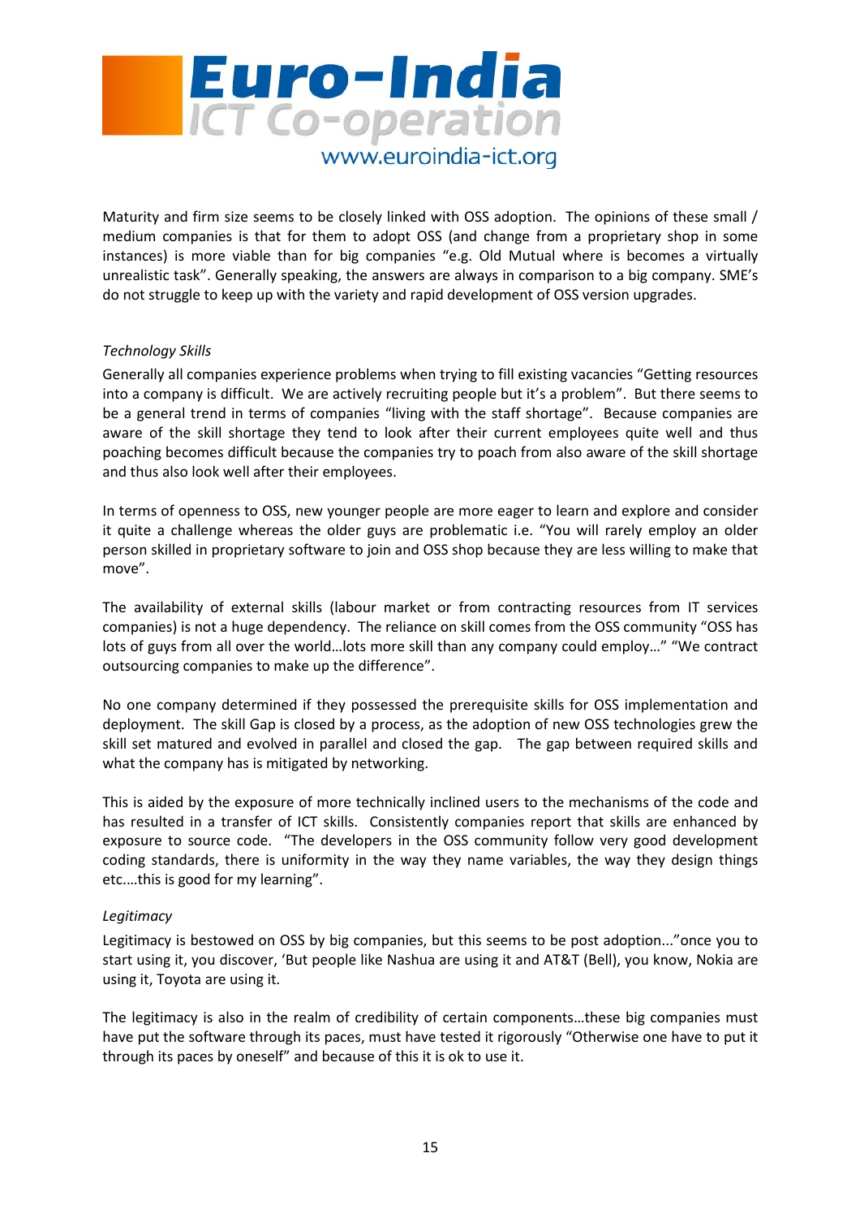Maturity and firm size seems to be closely linked with OSS adoption. The opinions of these small / medium companies is that for them to adopt OSS (and change from a proprietary shop in some instances) is more viable than for big companies "e.g. Old Mutual where is becomes a virtually unrealistic task". Generally speaking, the answers are always in comparison to a big company. SME's do not struggle to keep up with the variety and rapid development of OSS version upgrades.

*Technology Skills*

Generally all companies experience problems when trying to fill existing vacancies "Getting resources into a company is difficult. We are actively recruiting people but it's a problem". But there seems to be a general trend in terms of companies "living with the staff shortage". Because companies are aware of the skill shortage they tend to look after their current employees quite well and thus poaching becomes difficult because the companies try to poach from also aware of the skill shortage and thus also look well after their employees.

In terms of openness to OSS, new younger people are more eager to learn and explore and consider it quite a challenge whereas the older guys are problematic i.e. "You will rarely employ an older person skilled in proprietary software to join and OSS shop because they are less willing to make that move".

The availability of external skills (labour market or from contracting resources from IT services companies) is not a huge dependency. The reliance on skill comes from the OSS community "OSS has lots of guys from all over the world…lots more skill than any company could employ…" "We contract outsourcing companies to make up the difference".

No one company determined if they possessed the prerequisite skills for OSS implementation and deployment. The skill Gap is closed by a process, as the adoption of new OSS technologies grew the skill set matured and evolved in parallel and closed the gap. The gap between required skills and what the company has is mitigated by networking.

This is aided by the exposure of more technically inclined users to the mechanisms of the code and has resulted in a transfer of ICT skills. Consistently companies report that skills are enhanced by exposure to source code. "The developers in the OSS community follow very good development coding standards, there is uniformity in the way they name variables, the way they design things etc.…this is good for my learning".

*Legitimacy*

Legitimacy is bestowed on OSS by big companies, but this seems to be post adoption..."once you to start using it, you discover, 'But people like Nashua are using it and AT&T (Bell), you know, Nokia are using it, Toyota are using it.

The legitimacy is also in the realm of credibility of certain components…these big companies must have put the software through its paces, must have tested it rigorously "Otherwise one have to put it through its paces by oneself" and because of this it is ok to use it.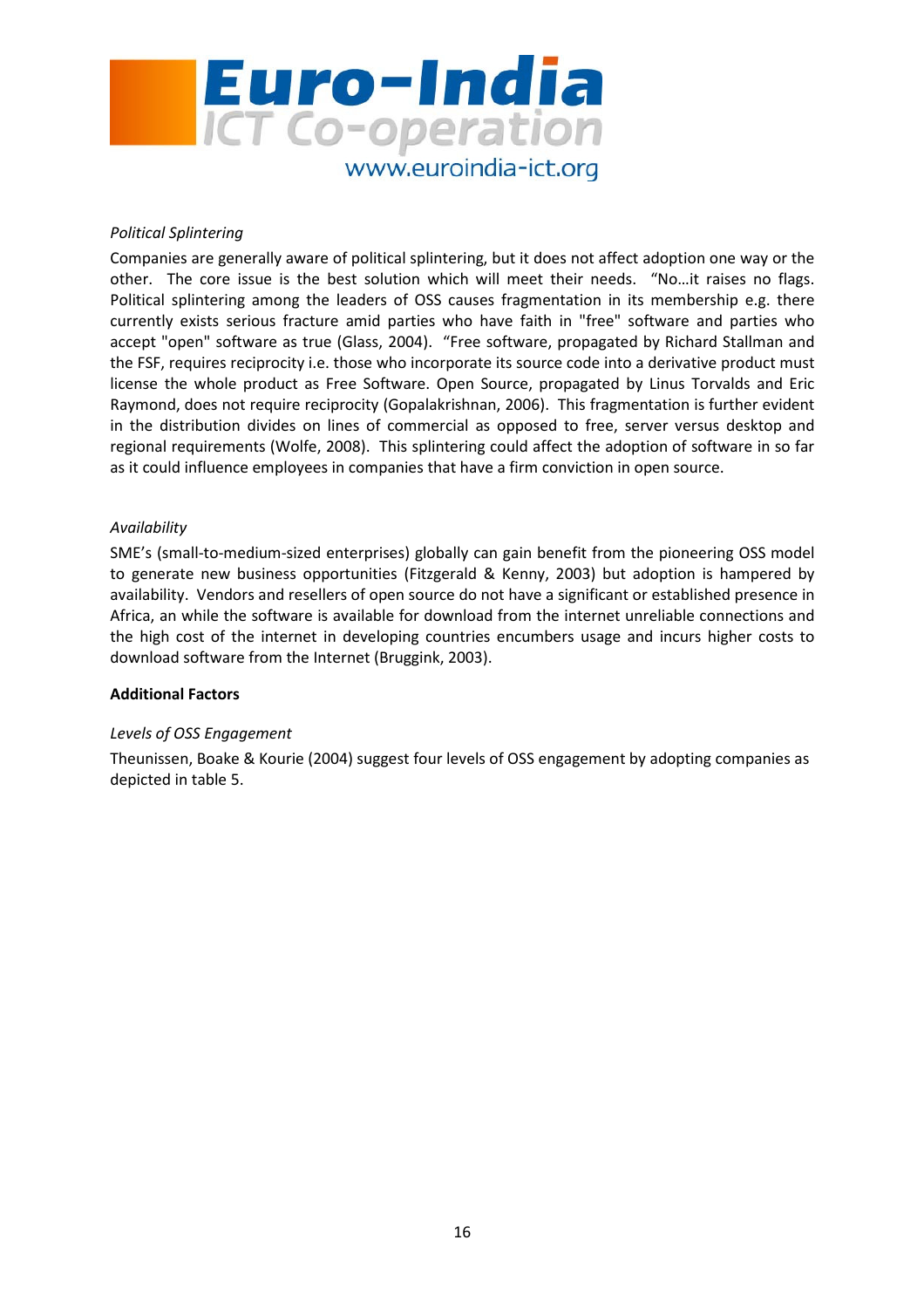*Political Splintering*

Companies are generally aware of political splintering, but it does not affect adoption one way or the other. The core issue is the best solution which will meet their needs. "No…it raises no flags. Political splintering among the leaders of OSS causes fragmentation in its membership e.g. there currently exists serious fracture amid parties who have faith in "free" software and parties who accept "open" software as true (Glass, 2004). "Free software, propagated by Richard Stallman and the FSF, requires reciprocity i.e. those who incorporate its source code into a derivative product must license the whole product as Free Software. Open Source, propagated by Linus Torvalds and Eric Raymond, does not require reciprocity (Gopalakrishnan, 2006). This fragmentation is further evident in the distribution divides on lines of commercial as opposed to free, server versus desktop and regional requirements (Wolfe, 2008). This splintering could affect the adoption of software in so far as it could influence employees in companies that have a firm conviction in open source.

*Availability*

SME's (small-to-medium-sized enterprises) globally can gain benefit from the pioneering OSS model to generate new business opportunities (Fitzgerald & Kenny, 2003) but adoption is hampered by availability. Vendors and resellers of open source do not have a significant or established presence in Africa, an while the software is available for download from the internet unreliable connections and the high cost of the internet in developing countries encumbers usage and incurs higher costs to download software from the Internet (Bruggink, 2003).

**Additional Factors**

*Levels of OSS Engagement*

Theunissen, Boake & Kourie (2004) suggest four levels of OSS engagement by adopting companies as depicted in table 5.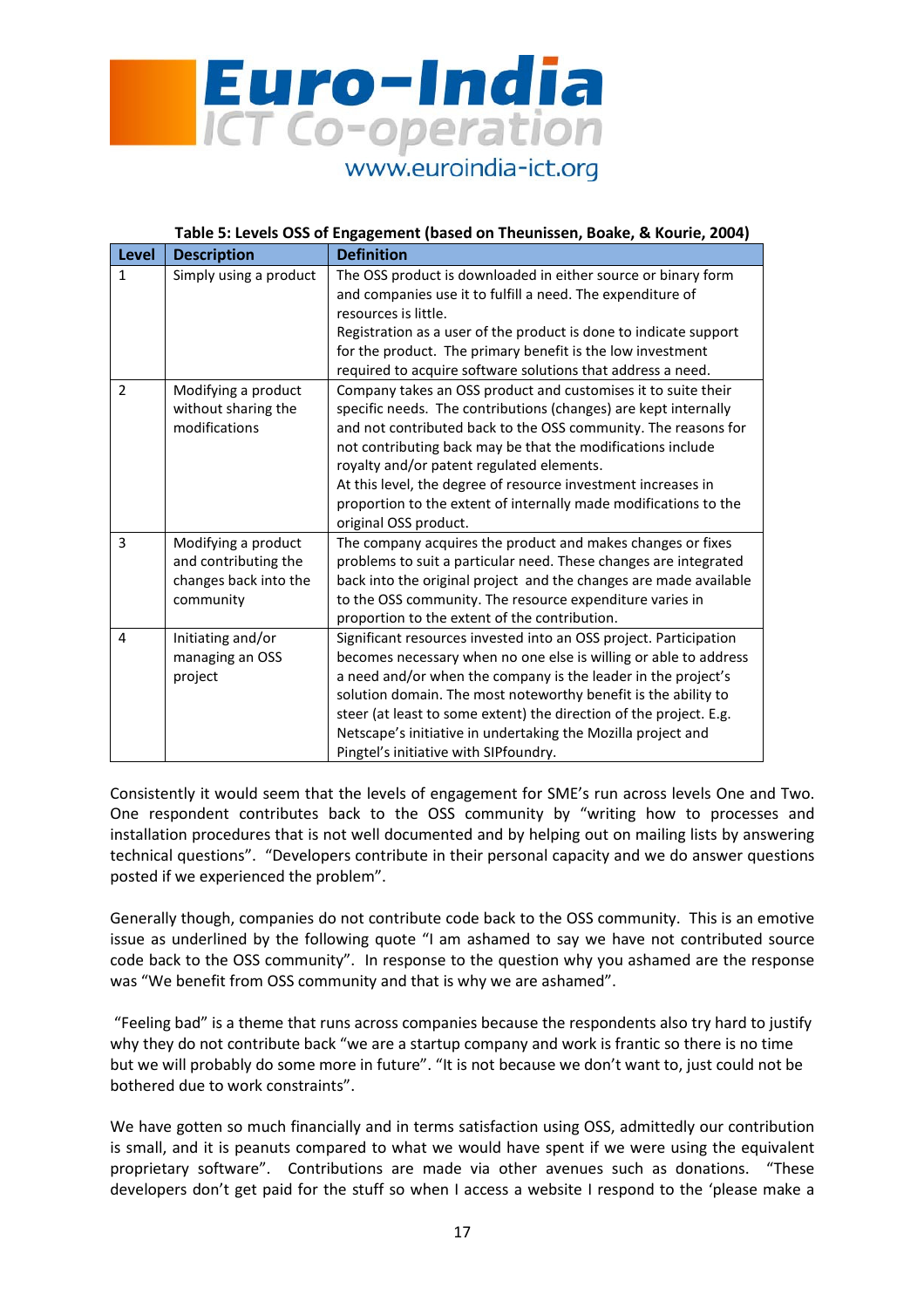**Table 5: Levels OSS of Engagement (based on Theunissen, Boake, & Kourie, 2004)**

| Level | Description | Definition |
|---|---|---|
| 1 | Simply using a product | The OSS product is downloaded in either source or binary form and companies use it to fulfill a need. The expenditure of resources is little. Registration as a user of the product is done to indicate support for the product. The primary benefit is the low investment required to acquire software solutions that address a need. |
| 2 | Modifying a product without sharing the modifications | Company takes an OSS product and customises it to suite their specific needs. The contributions (changes) are kept internally and not contributed back to the OSS community. The reasons for not contributing back may be that the modifications include royalty and/or patent regulated elements. At this level, the degree of resource investment increases in proportion to the extent of internally made modifications to the original OSS product. |
| 3 | Modifying a product and contributing the changes back into the community | The company acquires the product and makes changes or fixes problems to suit a particular need. These changes are integrated back into the original project and the changes are made available to the OSS community. The resource expenditure varies in proportion to the extent of the contribution. |
| 4 | Initiating and/or managing an OSS project | Significant resources invested into an OSS project. Participation becomes necessary when no one else is willing or able to address a need and/or when the company is the leader in the project's solution domain. The most noteworthy benefit is the ability to steer (at least to some extent) the direction of the project. E.g. Netscape's initiative in undertaking the Mozilla project and Pingtel's initiative with SIPfoundry. |

Consistently it would seem that the levels of engagement for SME's run across levels One and Two. One respondent contributes back to the OSS community by "writing how to processes and installation procedures that is not well documented and by helping out on mailing lists by answering technical questions". "Developers contribute in their personal capacity and we do answer questions posted if we experienced the problem".

Generally though, companies do not contribute code back to the OSS community. This is an emotive issue as underlined by the following quote "I am ashamed to say we have not contributed source code back to the OSS community". In response to the question why you ashamed are the response was "We benefit from OSS community and that is why we are ashamed".

"Feeling bad" is a theme that runs across companies because the respondents also try hard to justify why they do not contribute back "we are a startup company and work is frantic so there is no time but we will probably do some more in future". "It is not because we don't want to, just could not be bothered due to work constraints".

We have gotten so much financially and in terms satisfaction using OSS, admittedly our contribution is small, and it is peanuts compared to what we would have spent if we were using the equivalent proprietary software". Contributions are made via other avenues such as donations. "These developers don't get paid for the stuff so when I access a website I respond to the 'please make a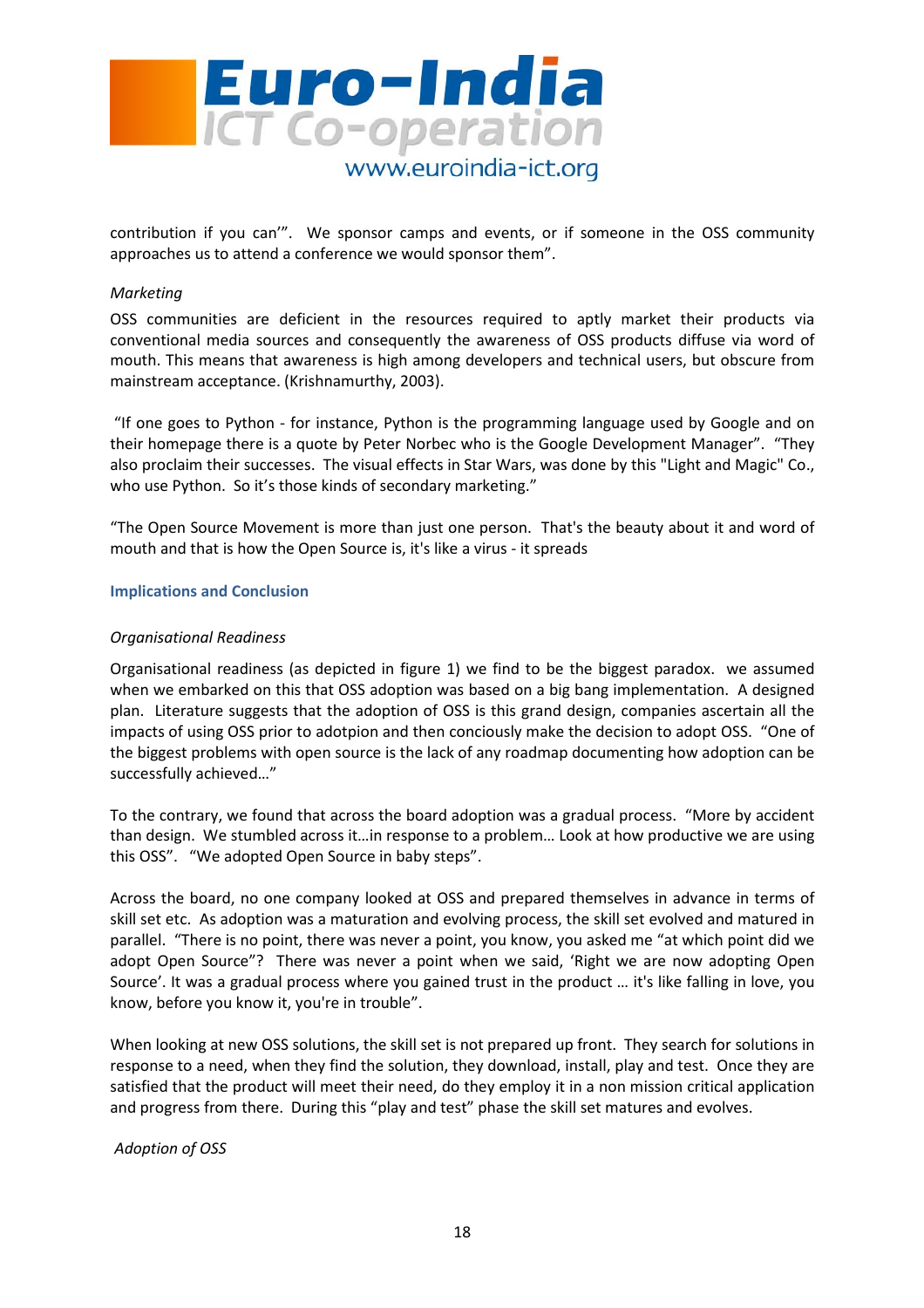contribution if you can'". We sponsor camps and events, or if someone in the OSS community approaches us to attend a conference we would sponsor them".

*Marketing*

OSS communities are deficient in the resources required to aptly market their products via conventional media sources and consequently the awareness of OSS products diffuse via word of mouth. This means that awareness is high among developers and technical users, but obscure from mainstream acceptance. (Krishnamurthy, 2003).

"If one goes to Python - for instance, Python is the programming language used by Google and on their homepage there is a quote by Peter Norbec who is the Google Development Manager". "They also proclaim their successes. The visual effects in Star Wars, was done by this "Light and Magic" Co., who use Python. So it's those kinds of secondary marketing."

"The Open Source Movement is more than just one person. That's the beauty about it and word of mouth and that is how the Open Source is, it's like a virus - it spreads

## Implications and Conclusion

*Organisational Readiness*

Organisational readiness (as depicted in figure 1) we find to be the biggest paradox. we assumed when we embarked on this that OSS adoption was based on a big bang implementation. A designed plan. Literature suggests that the adoption of OSS is this grand design, companies ascertain all the impacts of using OSS prior to adotpion and then conciously make the decision to adopt OSS. "One of the biggest problems with open source is the lack of any roadmap documenting how adoption can be successfully achieved…"

To the contrary, we found that across the board adoption was a gradual process. "More by accident than design. We stumbled across it…in response to a problem… Look at how productive we are using this OSS". "We adopted Open Source in baby steps".

Across the board, no one company looked at OSS and prepared themselves in advance in terms of skill set etc. As adoption was a maturation and evolving process, the skill set evolved and matured in parallel. "There is no point, there was never a point, you know, you asked me "at which point did we adopt Open Source"? There was never a point when we said, 'Right we are now adopting Open Source'. It was a gradual process where you gained trust in the product … it's like falling in love, you know, before you know it, you're in trouble".

When looking at new OSS solutions, the skill set is not prepared up front. They search for solutions in response to a need, when they find the solution, they download, install, play and test. Once they are satisfied that the product will meet their need, do they employ it in a non mission critical application and progress from there. During this "play and test" phase the skill set matures and evolves.

*Adoption of OSS*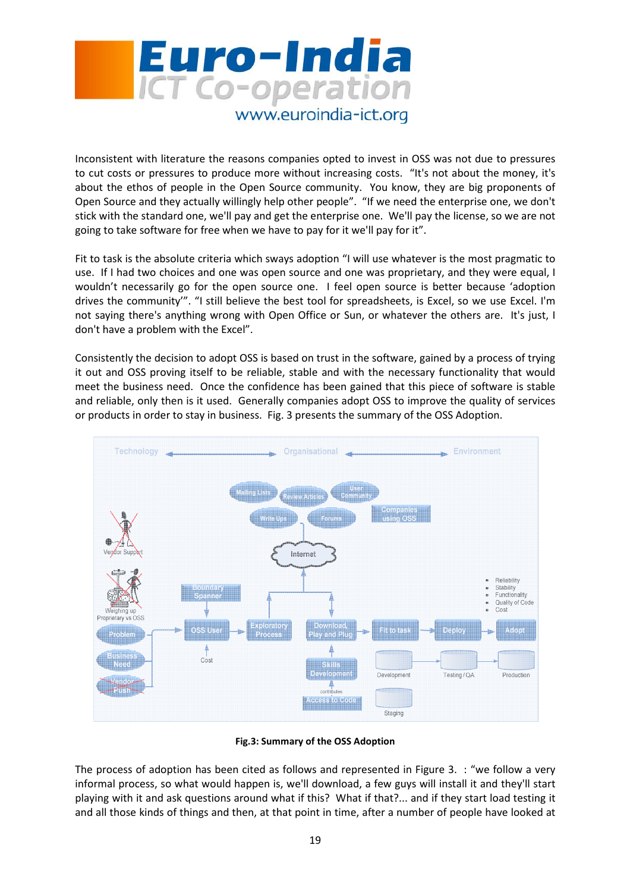Inconsistent with literature the reasons companies opted to invest in OSS was not due to pressures to cut costs or pressures to produce more without increasing costs. "It's not about the money, it's about the ethos of people in the Open Source community. You know, they are big proponents of Open Source and they actually willingly help other people". "If we need the enterprise one, we don't stick with the standard one, we'll pay and get the enterprise one. We'll pay the license, so we are not going to take software for free when we have to pay for it we'll pay for it".

Fit to task is the absolute criteria which sways adoption "I will use whatever is the most pragmatic to use. If I had two choices and one was open source and one was proprietary, and they were equal, I wouldn't necessarily go for the open source one. I feel open source is better because 'adoption drives the community'". "I still believe the best tool for spreadsheets, is Excel, so we use Excel. I'm not saying there's anything wrong with Open Office or Sun, or whatever the others are. It's just, I don't have a problem with the Excel".

Consistently the decision to adopt OSS is based on trust in the software, gained by a process of trying it out and OSS proving itself to be reliable, stable and with the necessary functionality that would meet the business need. Once the confidence has been gained that this piece of software is stable and reliable, only then is it used. Generally companies adopt OSS to improve the quality of services or products in order to stay in business. Fig. 3 presents the summary of the OSS Adoption.

**Fig.3: Summary of the OSS Adoption**

The process of adoption has been cited as follows and represented in Figure 3. : "we follow a very informal process, so what would happen is, we'll download, a few guys will install it and they'll start playing with it and ask questions around what if this? What if that?... and if they start load testing it and all those kinds of things and then, at that point in time, after a number of people have looked at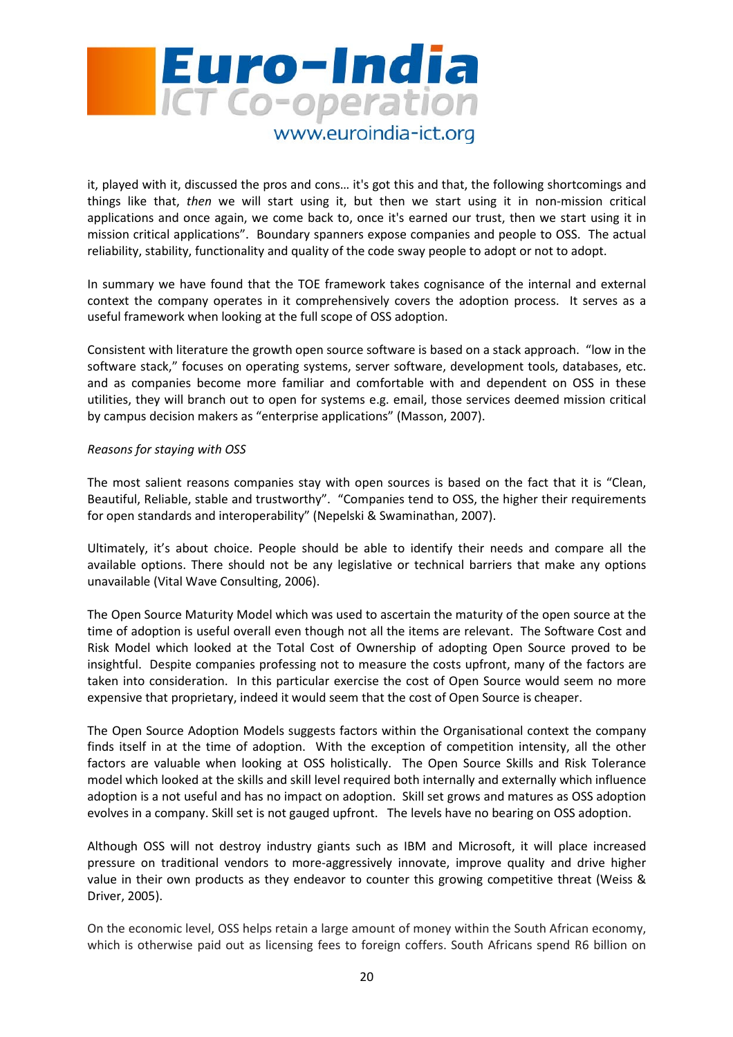it, played with it, discussed the pros and cons… it's got this and that, the following shortcomings and things like that, *then* we will start using it, but then we start using it in non-mission critical applications and once again, we come back to, once it's earned our trust, then we start using it in mission critical applications". Boundary spanners expose companies and people to OSS. The actual reliability, stability, functionality and quality of the code sway people to adopt or not to adopt.

In summary we have found that the TOE framework takes cognisance of the internal and external context the company operates in it comprehensively covers the adoption process. It serves as a useful framework when looking at the full scope of OSS adoption.

Consistent with literature the growth open source software is based on a stack approach. "low in the software stack," focuses on operating systems, server software, development tools, databases, etc. and as companies become more familiar and comfortable with and dependent on OSS in these utilities, they will branch out to open for systems e.g. email, those services deemed mission critical by campus decision makers as "enterprise applications" (Masson, 2007).

*Reasons for staying with OSS*

The most salient reasons companies stay with open sources is based on the fact that it is "Clean, Beautiful, Reliable, stable and trustworthy". "Companies tend to OSS, the higher their requirements for open standards and interoperability" (Nepelski & Swaminathan, 2007).

Ultimately, it's about choice. People should be able to identify their needs and compare all the available options. There should not be any legislative or technical barriers that make any options unavailable (Vital Wave Consulting, 2006).

The Open Source Maturity Model which was used to ascertain the maturity of the open source at the time of adoption is useful overall even though not all the items are relevant. The Software Cost and Risk Model which looked at the Total Cost of Ownership of adopting Open Source proved to be insightful. Despite companies professing not to measure the costs upfront, many of the factors are taken into consideration. In this particular exercise the cost of Open Source would seem no more expensive that proprietary, indeed it would seem that the cost of Open Source is cheaper.

The Open Source Adoption Models suggests factors within the Organisational context the company finds itself in at the time of adoption. With the exception of competition intensity, all the other factors are valuable when looking at OSS holistically. The Open Source Skills and Risk Tolerance model which looked at the skills and skill level required both internally and externally which influence adoption is a not useful and has no impact on adoption. Skill set grows and matures as OSS adoption evolves in a company. Skill set is not gauged upfront. The levels have no bearing on OSS adoption.

Although OSS will not destroy industry giants such as IBM and Microsoft, it will place increased pressure on traditional vendors to more-aggressively innovate, improve quality and drive higher value in their own products as they endeavor to counter this growing competitive threat (Weiss & Driver, 2005).

On the economic level, OSS helps retain a large amount of money within the South African economy, which is otherwise paid out as licensing fees to foreign coffers. South Africans spend R6 billion on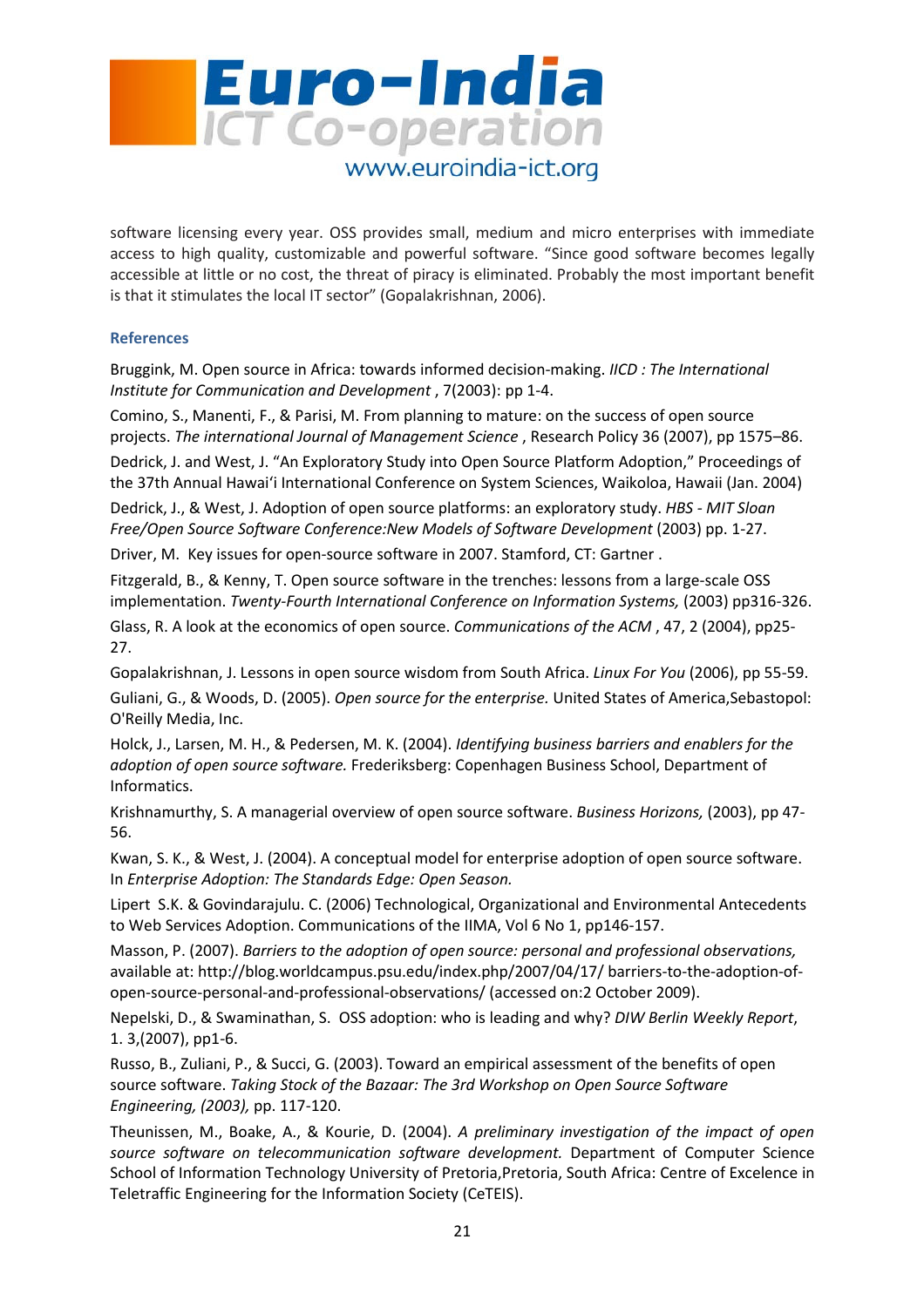software licensing every year. OSS provides small, medium and micro enterprises with immediate access to high quality, customizable and powerful software. "Since good software becomes legally accessible at little or no cost, the threat of piracy is eliminated. Probably the most important benefit is that it stimulates the local IT sector" (Gopalakrishnan, 2006).

### References

Bruggink, M. Open source in Africa: towards informed decision-making. *IICD : The International Institute for Communication and Development* , 7(2003): pp 1-4.

Comino, S., Manenti, F., & Parisi, M. From planning to mature: on the success of open source projects. *The international Journal of Management Science* , Research Policy 36 (2007), pp 1575–86.

Dedrick, J. and West, J. "An Exploratory Study into Open Source Platform Adoption," Proceedings of the 37th Annual Hawai'i International Conference on System Sciences, Waikoloa, Hawaii (Jan. 2004)

Dedrick, J., & West, J. Adoption of open source platforms: an exploratory study. *HBS - MIT Sloan Free/Open Source Software Conference:New Models of Software Development* (2003) pp. 1-27.

Driver, M. Key issues for open-source software in 2007. Stamford, CT: Gartner .

Fitzgerald, B., & Kenny, T. Open source software in the trenches: lessons from a large-scale OSS implementation. *Twenty-Fourth International Conference on Information Systems,* (2003) pp316-326.

Glass, R. A look at the economics of open source. *Communications of the ACM* , 47, 2 (2004), pp25-27.

Gopalakrishnan, J. Lessons in open source wisdom from South Africa. *Linux For You* (2006), pp 55-59.

Guliani, G., & Woods, D. (2005). *Open source for the enterprise.* United States of America,Sebastopol: O'Reilly Media, Inc.

Holck, J., Larsen, M. H., & Pedersen, M. K. (2004). *Identifying business barriers and enablers for the adoption of open source software.* Frederiksberg: Copenhagen Business School, Department of Informatics.

Krishnamurthy, S. A managerial overview of open source software. *Business Horizons,* (2003), pp 47-56.

Kwan, S. K., & West, J. (2004). A conceptual model for enterprise adoption of open source software. In *Enterprise Adoption: The Standards Edge: Open Season.*

Lipert S.K. & Govindarajulu. C. (2006) Technological, Organizational and Environmental Antecedents to Web Services Adoption. Communications of the IIMA, Vol 6 No 1, pp146-157.

Masson, P. (2007). *Barriers to the adoption of open source: personal and professional observations,* available at: http://blog.worldcampus.psu.edu/index.php/2007/04/17/ barriers-to-the-adoption-of-open-source-personal-and-professional-observations/ (accessed on:2 October 2009).

Nepelski, D., & Swaminathan, S. OSS adoption: who is leading and why? *DIW Berlin Weekly Report*, 1. 3,(2007), pp1-6.

Russo, B., Zuliani, P., & Succi, G. (2003). Toward an empirical assessment of the benefits of open source software. *Taking Stock of the Bazaar: The 3rd Workshop on Open Source Software Engineering, (2003),* pp. 117-120.

Theunissen, M., Boake, A., & Kourie, D. (2004). *A preliminary investigation of the impact of open source software on telecommunication software development.* Department of Computer Science School of Information Technology University of Pretoria,Pretoria, South Africa: Centre of Excelence in Teletraffic Engineering for the Information Society (CeTEIS).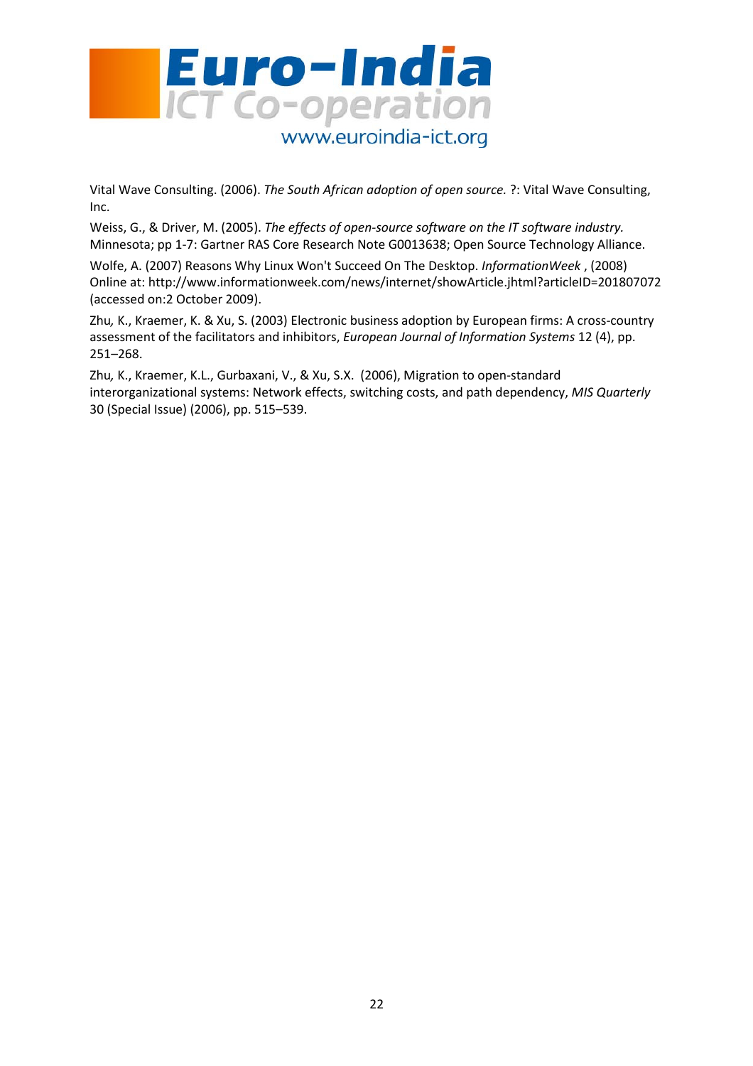Vital Wave Consulting. (2006). *The South African adoption of open source.* ?: Vital Wave Consulting, Inc.

Weiss, G., & Driver, M. (2005). *The effects of open-source software on the IT software industry.* Minnesota; pp 1-7: Gartner RAS Core Research Note G0013638; Open Source Technology Alliance.

Wolfe, A. (2007) Reasons Why Linux Won't Succeed On The Desktop. *InformationWeek* , (2008) Online at: http://www.informationweek.com/news/internet/showArticle.jhtml?articleID=201807072 (accessed on:2 October 2009).

Zhu*,* K., Kraemer, K. & Xu, S. (2003) Electronic business adoption by European firms: A cross-country assessment of the facilitators and inhibitors, *European Journal of Information Systems* 12 (4), pp. 251–268.

Zhu*,* K., Kraemer, K.L., Gurbaxani, V., & Xu, S.X. (2006), Migration to open-standard interorganizational systems: Network effects, switching costs, and path dependency, *MIS Quarterly* 30 (Special Issue) (2006), pp. 515–539.